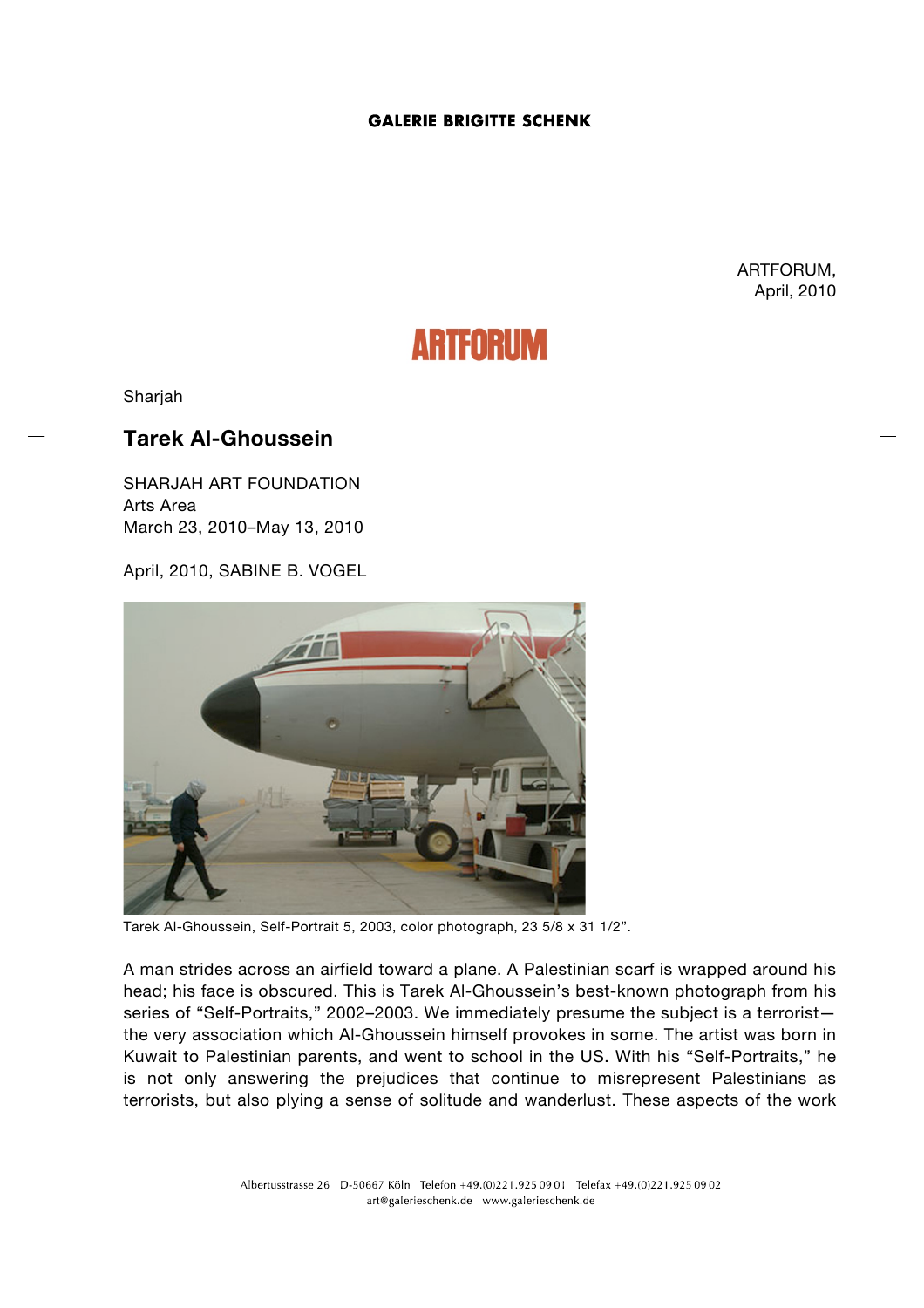GALERIE BRIGITTE SCHENK

ARTFORUM,
April, 2010

ARTFORUM

Sharjah

## Tarek Al-Ghoussein

SHARJAH ART FOUNDATION
Arts Area
March 23, 2010–May 13, 2010

April, 2010, SABINE B. VOGEL

Tarek Al-Ghoussein, Self-Portrait 5, 2003, color photograph, 23 5/8 x 31 1/2”.

A man strides across an airfield toward a plane. A Palestinian scarf is wrapped around his head; his face is obscured. This is Tarek Al-Ghoussein’s best-known photograph from his series of “Self-Portraits,” 2002–2003. We immediately presume the subject is a terrorist—the very association which Al-Ghoussein himself provokes in some. The artist was born in Kuwait to Palestinian parents, and went to school in the US. With his “Self-Portraits,” he is not only answering the prejudices that continue to misrepresent Palestinians as terrorists, but also plying a sense of solitude and wanderlust. These aspects of the work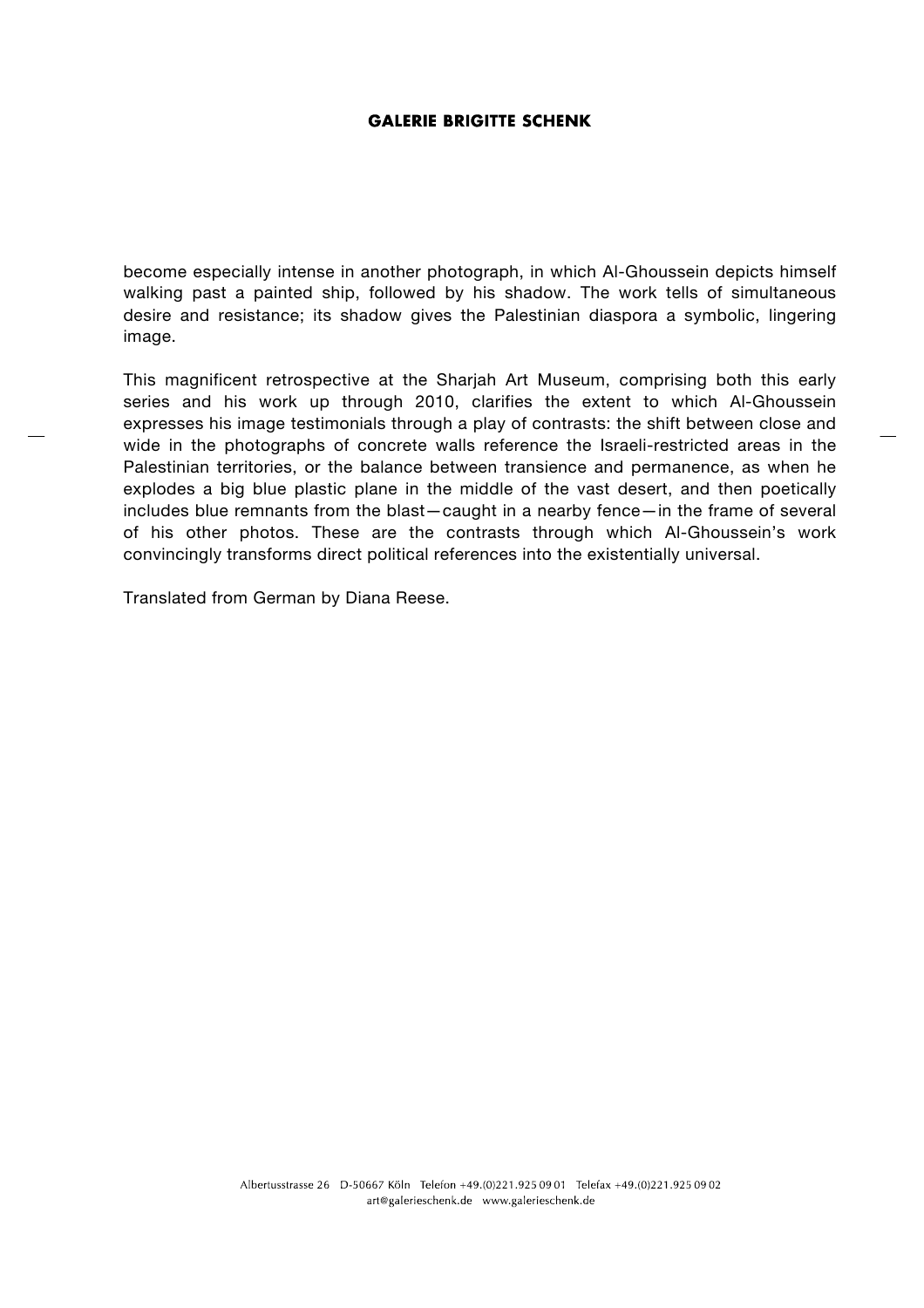become especially intense in another photograph, in which Al-Ghoussein depicts himself walking past a painted ship, followed by his shadow. The work tells of simultaneous desire and resistance; its shadow gives the Palestinian diaspora a symbolic, lingering image.

This magnificent retrospective at the Sharjah Art Museum, comprising both this early series and his work up through 2010, clarifies the extent to which Al-Ghoussein expresses his image testimonials through a play of contrasts: the shift between close and wide in the photographs of concrete walls reference the Israeli-restricted areas in the Palestinian territories, or the balance between transience and permanence, as when he explodes a big blue plastic plane in the middle of the vast desert, and then poetically includes blue remnants from the blast—caught in a nearby fence—in the frame of several of his other photos. These are the contrasts through which Al-Ghoussein's work convincingly transforms direct political references into the existentially universal.

Translated from German by Diana Reese.